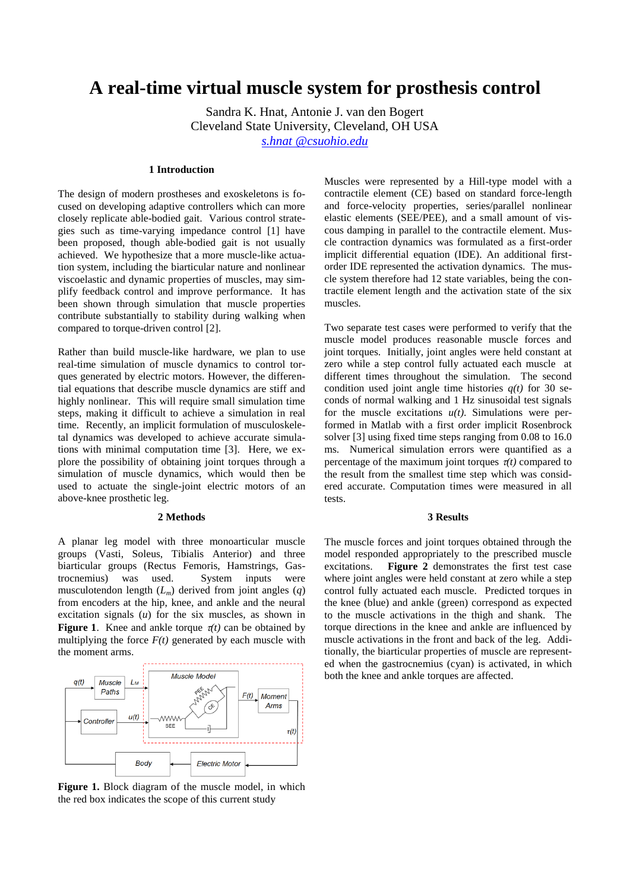# A real-time virtual muscle system for prosthesis control

Sandra K. Hnat, Antonie J. van den Bogert
Cleveland State University, Cleveland, OH USA
s.hnat @csuohio.edu

## 1 Introduction

The design of modern prostheses and exoskeletons is focused on developing adaptive controllers which can more closely replicate able-bodied gait. Various control strategies such as time-varying impedance control [1] have been proposed, though able-bodied gait is not usually achieved. We hypothesize that a more muscle-like actuation system, including the biarticular nature and nonlinear viscoelastic and dynamic properties of muscles, may simplify feedback control and improve performance. It has been shown through simulation that muscle properties contribute substantially to stability during walking when compared to torque-driven control [2].

Rather than build muscle-like hardware, we plan to use real-time simulation of muscle dynamics to control torques generated by electric motors. However, the differential equations that describe muscle dynamics are stiff and highly nonlinear. This will require small simulation time steps, making it difficult to achieve a simulation in real time. Recently, an implicit formulation of musculoskeletal dynamics was developed to achieve accurate simulations with minimal computation time [3]. Here, we explore the possibility of obtaining joint torques through a simulation of muscle dynamics, which would then be used to actuate the single-joint electric motors of an above-knee prosthetic leg.

## 2 Methods

A planar leg model with three monoarticular muscle groups (Vasti, Soleus, Tibialis Anterior) and three biarticular groups (Rectus Femoris, Hamstrings, Gastrocnemius) was used. System inputs were musculotendon length ($L_m$) derived from joint angles ($q$) from encoders at the hip, knee, and ankle and the neural excitation signals ($u$) for the six muscles, as shown in **Figure 1**. Knee and ankle torque $\tau(t)$ can be obtained by multiplying the force $F(t)$ generated by each muscle with the moment arms.

q(t)
Muscle Paths
$L_M$
Muscle Model
PEE
CE
SEE
F(t)
Moment Arms
Controller
u(t)
τ(t)
Body
Electric Motor

**Figure 1.** Block diagram of the muscle model, in which the red box indicates the scope of this current study

Muscles were represented by a Hill-type model with a contractile element (CE) based on standard force-length and force-velocity properties, series/parallel nonlinear elastic elements (SEE/PEE), and a small amount of viscous damping in parallel to the contractile element. Muscle contraction dynamics was formulated as a first-order implicit differential equation (IDE). An additional first-order IDE represented the activation dynamics. The muscle system therefore had 12 state variables, being the contractile element length and the activation state of the six muscles.

Two separate test cases were performed to verify that the muscle model produces reasonable muscle forces and joint torques. Initially, joint angles were held constant at zero while a step control fully actuated each muscle at different times throughout the simulation. The second condition used joint angle time histories $q(t)$ for 30 seconds of normal walking and 1 Hz sinusoidal test signals for the muscle excitations $u(t)$. Simulations were performed in Matlab with a first order implicit Rosenbrock solver [3] using fixed time steps ranging from 0.08 to 16.0 ms. Numerical simulation errors were quantified as a percentage of the maximum joint torques $\tau(t)$ compared to the result from the smallest time step which was considered accurate. Computation times were measured in all tests.

## 3 Results

The muscle forces and joint torques obtained through the model responded appropriately to the prescribed muscle excitations. **Figure 2** demonstrates the first test case where joint angles were held constant at zero while a step control fully actuated each muscle. Predicted torques in the knee (blue) and ankle (green) correspond as expected to the muscle activations in the thigh and shank. The torque directions in the knee and ankle are influenced by muscle activations in the front and back of the leg. Additionally, the biarticular properties of muscle are represented when the gastrocnemius (cyan) is activated, in which both the knee and ankle torques are affected.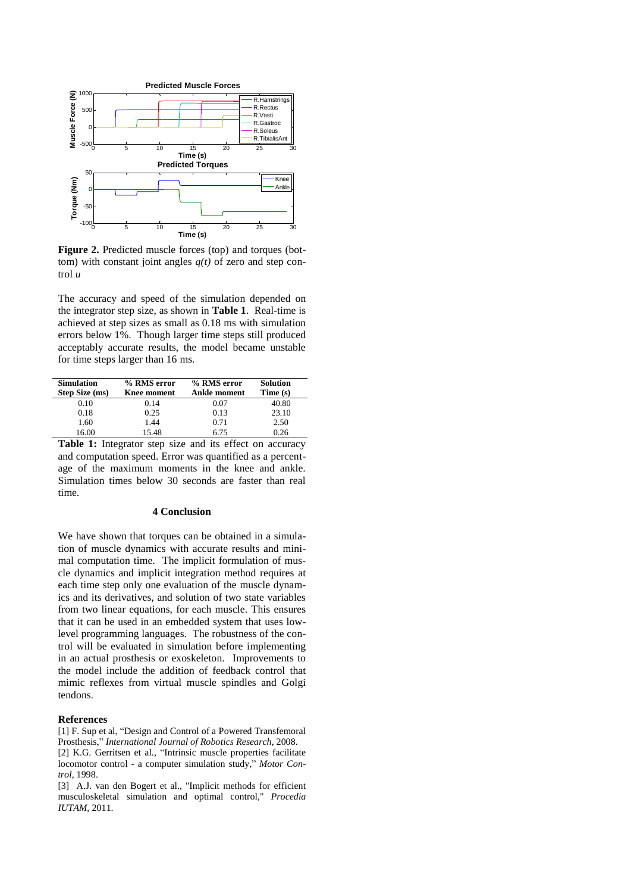Predicted Muscle Forces

Muscle Force (N)

1000
500
0
-500

0 5 10 15 20 25 30

Time (s)

R.Hamstrings
R.Rectus
R.Vasti
R.Gastroc
R.Soleus
R.TibialisAnt

Predicted Torques

Torque (Nm)

50
0
-50
-100

0 5 10 15 20 25 30

Time (s)

Knee
Ankle

**Figure 2.** Predicted muscle forces (top) and torques (bottom) with constant joint angles *q(t)* of zero and step control *u*

The accuracy and speed of the simulation depended on the integrator step size, as shown in **Table 1**. Real-time is achieved at step sizes as small as 0.18 ms with simulation errors below 1%. Though larger time steps still produced acceptably accurate results, the model became unstable for time steps larger than 16 ms.

| Simulation Step Size (ms) | % RMS error Knee moment | % RMS error Ankle moment | Solution Time (s) |
|---|---|---|---|
| 0.10 | 0.14 | 0.07 | 40.80 |
| 0.18 | 0.25 | 0.13 | 23.10 |
| 1.60 | 1.44 | 0.71 | 2.50 |
| 16.00 | 15.48 | 6.75 | 0.26 |

**Table 1:** Integrator step size and its effect on accuracy and computation speed. Error was quantified as a percentage of the maximum moments in the knee and ankle. Simulation times below 30 seconds are faster than real time.

## 4 Conclusion

We have shown that torques can be obtained in a simulation of muscle dynamics with accurate results and minimal computation time. The implicit formulation of muscle dynamics and implicit integration method requires at each time step only one evaluation of the muscle dynamics and its derivatives, and solution of two state variables from two linear equations, for each muscle. This ensures that it can be used in an embedded system that uses low-level programming languages. The robustness of the control will be evaluated in simulation before implementing in an actual prosthesis or exoskeleton. Improvements to the model include the addition of feedback control that mimic reflexes from virtual muscle spindles and Golgi tendons.

## References

[1] F. Sup et al, "Design and Control of a Powered Transfemoral Prosthesis," *International Journal of Robotics Research*, 2008.

[2] K.G. Gerritsen et al., "Intrinsic muscle properties facilitate locomotor control - a computer simulation study," *Motor Control*, 1998.

[3] A.J. van den Bogert et al., "Implicit methods for efficient musculoskeletal simulation and optimal control," *Procedia IUTAM*, 2011.